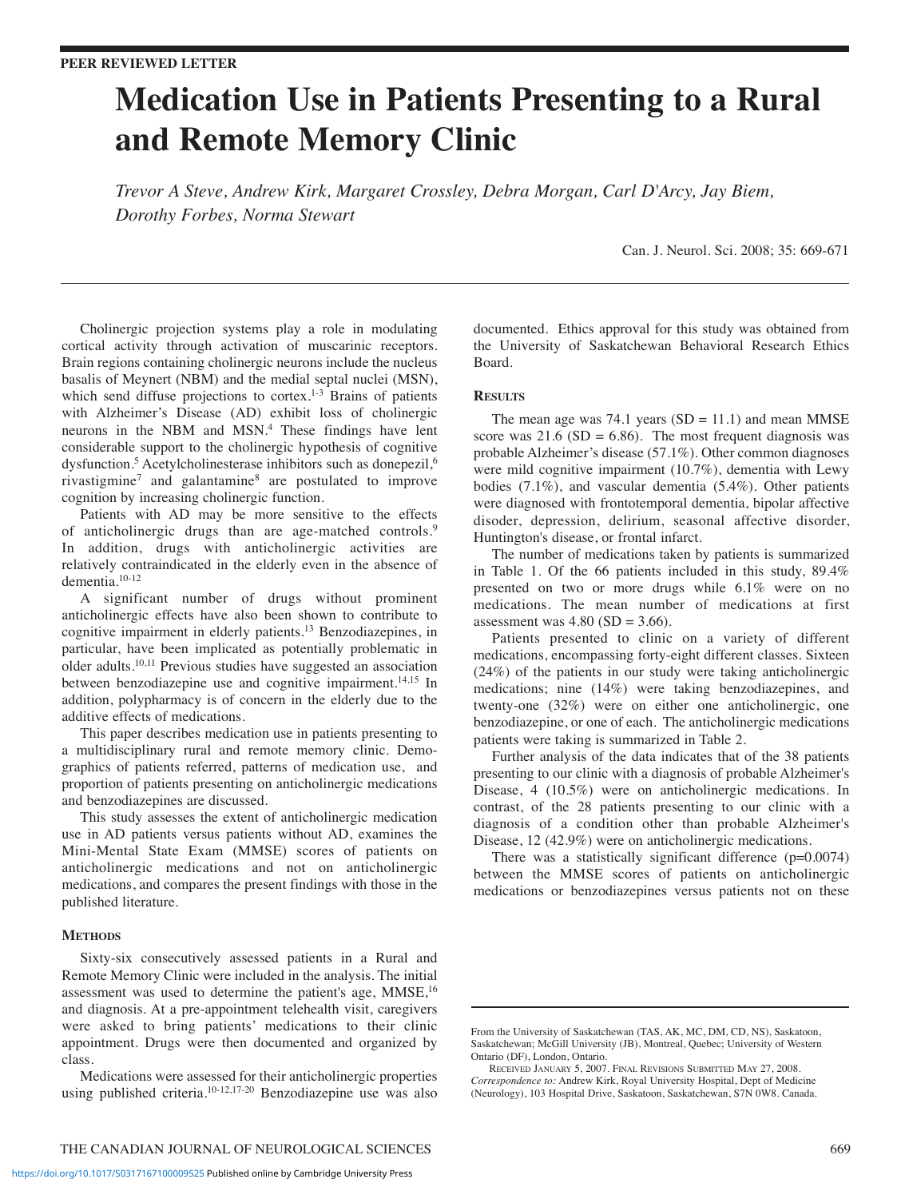PEER REVIEWED LETTER

# Medication Use in Patients Presenting to a Rural and Remote Memory Clinic

*Trevor A Steve, Andrew Kirk, Margaret Crossley, Debra Morgan, Carl D'Arcy, Jay Biem, Dorothy Forbes, Norma Stewart*

Cholinergic projection systems play a role in modulating cortical activity through activation of muscarinic receptors. Brain regions containing cholinergic neurons include the nucleus basalis of Meynert (NBM) and the medial septal nuclei (MSN), which send diffuse projections to cortex.[1-3] Brains of patients with Alzheimer's Disease (AD) exhibit loss of cholinergic neurons in the NBM and MSN.[4] These findings have lent considerable support to the cholinergic hypothesis of cognitive dysfunction.[5] Acetylcholinesterase inhibitors such as donepezil,[6] rivastigmine[7] and galantamine[8] are postulated to improve cognition by increasing cholinergic function.

Patients with AD may be more sensitive to the effects of anticholinergic drugs than are age-matched controls.[9] In addition, drugs with anticholinergic activities are relatively contraindicated in the elderly even in the absence of dementia.[10-12]

A significant number of drugs without prominent anticholinergic effects have also been shown to contribute to cognitive impairment in elderly patients.[13] Benzodiazepines, in particular, have been implicated as potentially problematic in older adults.[10,11] Previous studies have suggested an association between benzodiazepine use and cognitive impairment.[14,15] In addition, polypharmacy is of concern in the elderly due to the additive effects of medications.

This paper describes medication use in patients presenting to a multidisciplinary rural and remote memory clinic. Demographics of patients referred, patterns of medication use, and proportion of patients presenting on anticholinergic medications and benzodiazepines are discussed.

This study assesses the extent of anticholinergic medication use in AD patients versus patients without AD, examines the Mini-Mental State Exam (MMSE) scores of patients on anticholinergic medications and not on anticholinergic medications, and compares the present findings with those in the published literature.

## Methods

Sixty-six consecutively assessed patients in a Rural and Remote Memory Clinic were included in the analysis. The initial assessment was used to determine the patient's age, MMSE,[16] and diagnosis. At a pre-appointment telehealth visit, caregivers were asked to bring patients' medications to their clinic appointment. Drugs were then documented and organized by class.

Medications were assessed for their anticholinergic properties using published criteria.[10-12,17-20] Benzodiazepine use was also documented. Ethics approval for this study was obtained from the University of Saskatchewan Behavioral Research Ethics Board.

## Results

The mean age was 74.1 years (SD = 11.1) and mean MMSE score was 21.6 (SD = 6.86). The most frequent diagnosis was probable Alzheimer's disease (57.1%). Other common diagnoses were mild cognitive impairment (10.7%), dementia with Lewy bodies (7.1%), and vascular dementia (5.4%). Other patients were diagnosed with frontotemporal dementia, bipolar affective disoder, depression, delirium, seasonal affective disorder, Huntington's disease, or frontal infarct.

The number of medications taken by patients is summarized in Table 1. Of the 66 patients included in this study, 89.4% presented on two or more drugs while 6.1% were on no medications. The mean number of medications at first assessment was 4.80 (SD = 3.66).

Patients presented to clinic on a variety of different medications, encompassing forty-eight different classes. Sixteen (24%) of the patients in our study were taking anticholinergic medications; nine (14%) were taking benzodiazepines, and twenty-one (32%) were on either one anticholinergic, one benzodiazepine, or one of each. The anticholinergic medications patients were taking is summarized in Table 2.

Further analysis of the data indicates that of the 38 patients presenting to our clinic with a diagnosis of probable Alzheimer's Disease, 4 (10.5%) were on anticholinergic medications. In contrast, of the 28 patients presenting to our clinic with a diagnosis of a condition other than probable Alzheimer's Disease, 12 (42.9%) were on anticholinergic medications.

There was a statistically significant difference ($p=0.0074$) between the MMSE scores of patients on anticholinergic medications or benzodiazepines versus patients not on these

From the University of Saskatchewan (TAS, AK, MC, DM, CD, NS), Saskatoon, Saskatchewan; McGill University (JB), Montreal, Quebec; University of Western Ontario (DF), London, Ontario.

RECEIVED JANUARY 5, 2007. FINAL REVISIONS SUBMITTED MAY 27, 2008.
*Correspondence to:* Andrew Kirk, Royal University Hospital, Dept of Medicine (Neurology), 103 Hospital Drive, Saskatoon, Saskatchewan, S7N 0W8. Canada.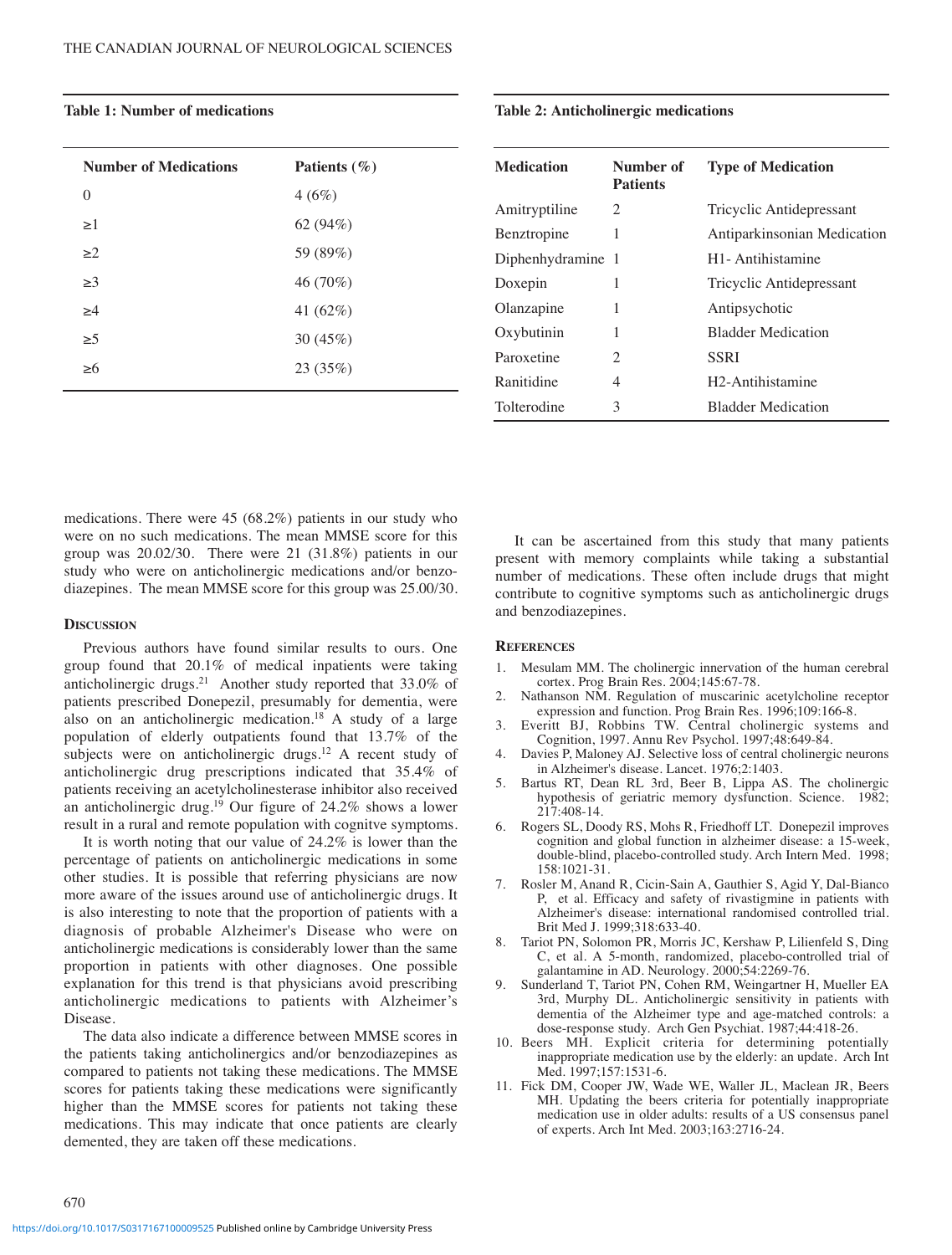**Table 1: Number of medications**

| Number of Medications | Patients (%) |
| --- | --- |
| 0 | 4 (6%) |
| ≥1 | 62 (94%) |
| ≥2 | 59 (89%) |
| ≥3 | 46 (70%) |
| ≥4 | 41 (62%) |
| ≥5 | 30 (45%) |
| ≥6 | 23 (35%) |

**Table 2: Anticholinergic medications**

| Medication | Number of Patients | Type of Medication |
| --- | --- | --- |
| Amitryptiline | 2 | Tricyclic Antidepressant |
| Benztropine | 1 | Antiparkinsonian Medication |
| Diphenhydramine | 1 | H1- Antihistamine |
| Doxepin | 1 | Tricyclic Antidepressant |
| Olanzapine | 1 | Antipsychotic |
| Oxybutinin | 1 | Bladder Medication |
| Paroxetine | 2 | SSRI |
| Ranitidine | 4 | H2-Antihistamine |
| Tolterodine | 3 | Bladder Medication |

medications. There were 45 (68.2%) patients in our study who were on no such medications. The mean MMSE score for this group was 20.02/30. There were 21 (31.8%) patients in our study who were on anticholinergic medications and/or benzodiazepines. The mean MMSE score for this group was 25.00/30.

## Discussion

Previous authors have found similar results to ours. One group found that 20.1% of medical inpatients were taking anticholinergic drugs.[21] Another study reported that 33.0% of patients prescribed Donepezil, presumably for dementia, were also on an anticholinergic medication.[18] A study of a large population of elderly outpatients found that 13.7% of the subjects were on anticholinergic drugs.[12] A recent study of anticholinergic drug prescriptions indicated that 35.4% of patients receiving an acetylcholinesterase inhibitor also received an anticholinergic drug.[19] Our figure of 24.2% shows a lower result in a rural and remote population with cognitve symptoms.

It is worth noting that our value of 24.2% is lower than the percentage of patients on anticholinergic medications in some other studies. It is possible that referring physicians are now more aware of the issues around use of anticholinergic drugs. It is also interesting to note that the proportion of patients with a diagnosis of probable Alzheimer's Disease who were on anticholinergic medications is considerably lower than the same proportion in patients with other diagnoses. One possible explanation for this trend is that physicians avoid prescribing anticholinergic medications to patients with Alzheimer's Disease.

The data also indicate a difference between MMSE scores in the patients taking anticholinergics and/or benzodiazepines as compared to patients not taking these medications. The MMSE scores for patients taking these medications were significantly higher than the MMSE scores for patients not taking these medications. This may indicate that once patients are clearly demented, they are taken off these medications.

It can be ascertained from this study that many patients present with memory complaints while taking a substantial number of medications. These often include drugs that might contribute to cognitive symptoms such as anticholinergic drugs and benzodiazepines.

## References

1. Mesulam MM. The cholinergic innervation of the human cerebral cortex. Prog Brain Res. 2004;145:67-78.
2. Nathanson NM. Regulation of muscarinic acetylcholine receptor expression and function. Prog Brain Res. 1996;109:166-8.
3. Everitt BJ, Robbins TW. Central cholinergic systems and Cognition, 1997. Annu Rev Psychol. 1997;48:649-84.
4. Davies P, Maloney AJ. Selective loss of central cholinergic neurons in Alzheimer's disease. Lancet. 1976;2:1403.
5. Bartus RT, Dean RL 3rd, Beer B, Lippa AS. The cholinergic hypothesis of geriatric memory dysfunction. Science. 1982; 217:408-14.
6. Rogers SL, Doody RS, Mohs R, Friedhoff LT. Donepezil improves cognition and global function in alzheimer disease: a 15-week, double-blind, placebo-controlled study. Arch Intern Med. 1998; 158:1021-31.
7. Rosler M, Anand R, Cicin-Sain A, Gauthier S, Agid Y, Dal-Bianco P, et al. Efficacy and safety of rivastigmine in patients with Alzheimer's disease: international randomised controlled trial. Brit Med J. 1999;318:633-40.
8. Tariot PN, Solomon PR, Morris JC, Kershaw P, Lilienfeld S, Ding C, et al. A 5-month, randomized, placebo-controlled trial of galantamine in AD. Neurology. 2000;54:2269-76.
9. Sunderland T, Tariot PN, Cohen RM, Weingartner H, Mueller EA 3rd, Murphy DL. Anticholinergic sensitivity in patients with dementia of the Alzheimer type and age-matched controls: a dose-response study. Arch Gen Psychiat. 1987;44:418-26.
10. Beers MH. Explicit criteria for determining potentially inappropriate medication use by the elderly: an update. Arch Int Med. 1997;157:1531-6.
11. Fick DM, Cooper JW, Wade WE, Waller JL, Maclean JR, Beers MH. Updating the beers criteria for potentially inappropriate medication use in older adults: results of a US consensus panel of experts. Arch Int Med. 2003;163:2716-24.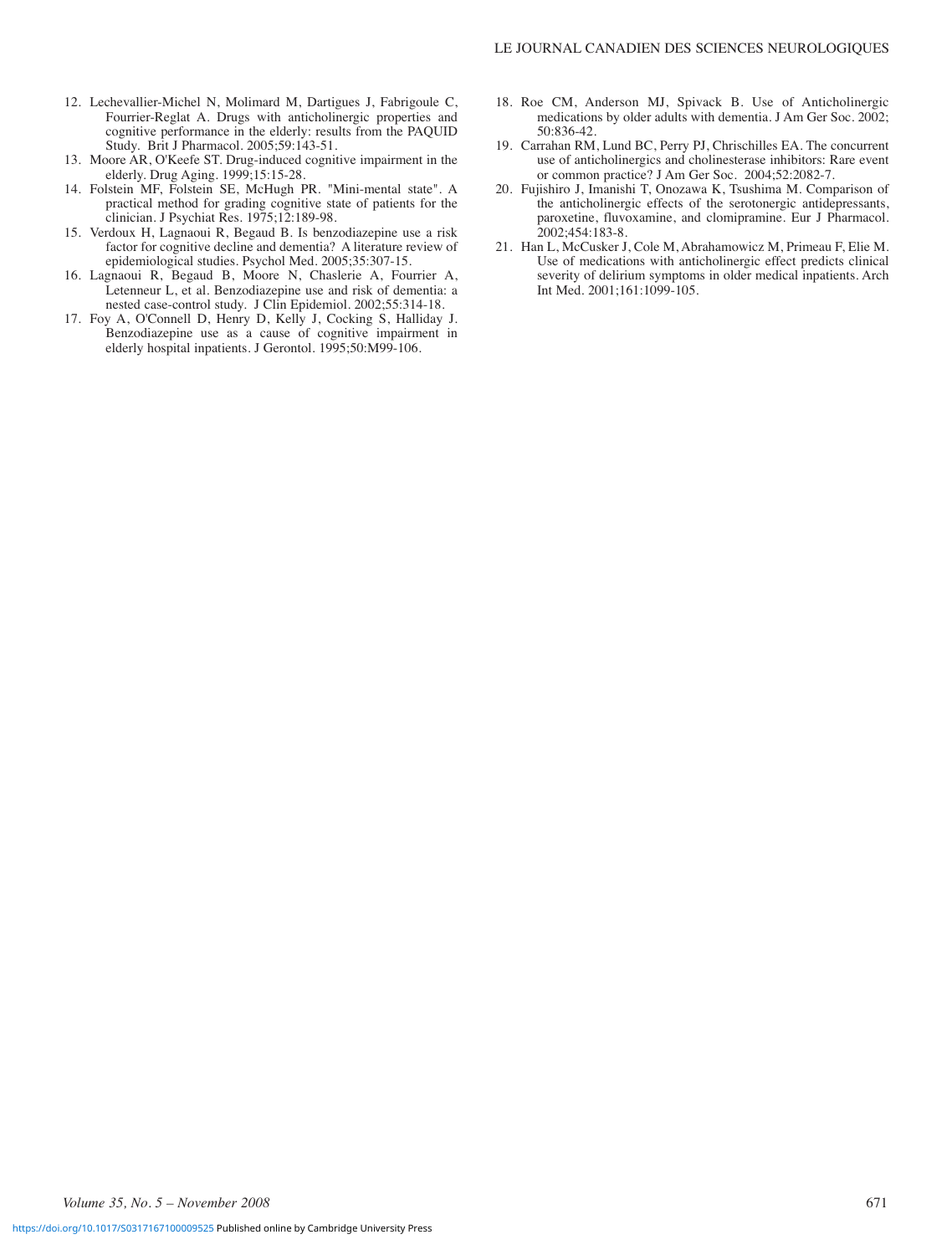12. Lechevallier-Michel N, Molimard M, Dartigues J, Fabrigoule C, Fourrier-Reglat A. Drugs with anticholinergic properties and cognitive performance in the elderly: results from the PAQUID Study. Brit J Pharmacol. 2005;59:143-51.
13. Moore AR, O'Keefe ST. Drug-induced cognitive impairment in the elderly. Drug Aging. 1999;15:15-28.
14. Folstein MF, Folstein SE, McHugh PR. "Mini-mental state". A practical method for grading cognitive state of patients for the clinician. J Psychiat Res. 1975;12:189-98.
15. Verdoux H, Lagnaoui R, Begaud B. Is benzodiazepine use a risk factor for cognitive decline and dementia? A literature review of epidemiological studies. Psychol Med. 2005;35:307-15.
16. Lagnaoui R, Begaud B, Moore N, Chaslerie A, Fourrier A, Letenneur L, et al. Benzodiazepine use and risk of dementia: a nested case-control study. J Clin Epidemiol. 2002;55:314-18.
17. Foy A, O'Connell D, Henry D, Kelly J, Cocking S, Halliday J. Benzodiazepine use as a cause of cognitive impairment in elderly hospital inpatients. J Gerontol. 1995;50:M99-106.
18. Roe CM, Anderson MJ, Spivack B. Use of Anticholinergic medications by older adults with dementia. J Am Ger Soc. 2002; 50:836-42.
19. Carrahan RM, Lund BC, Perry PJ, Chrischilles EA. The concurrent use of anticholinergics and cholinesterase inhibitors: Rare event or common practice? J Am Ger Soc. 2004;52:2082-7.
20. Fujishiro J, Imanishi T, Onozawa K, Tsushima M. Comparison of the anticholinergic effects of the serotonergic antidepressants, paroxetine, fluvoxamine, and clomipramine. Eur J Pharmacol. 2002;454:183-8.
21. Han L, McCusker J, Cole M, Abrahamowicz M, Primeau F, Elie M. Use of medications with anticholinergic effect predicts clinical severity of delirium symptoms in older medical inpatients. Arch Int Med. 2001;161:1099-105.